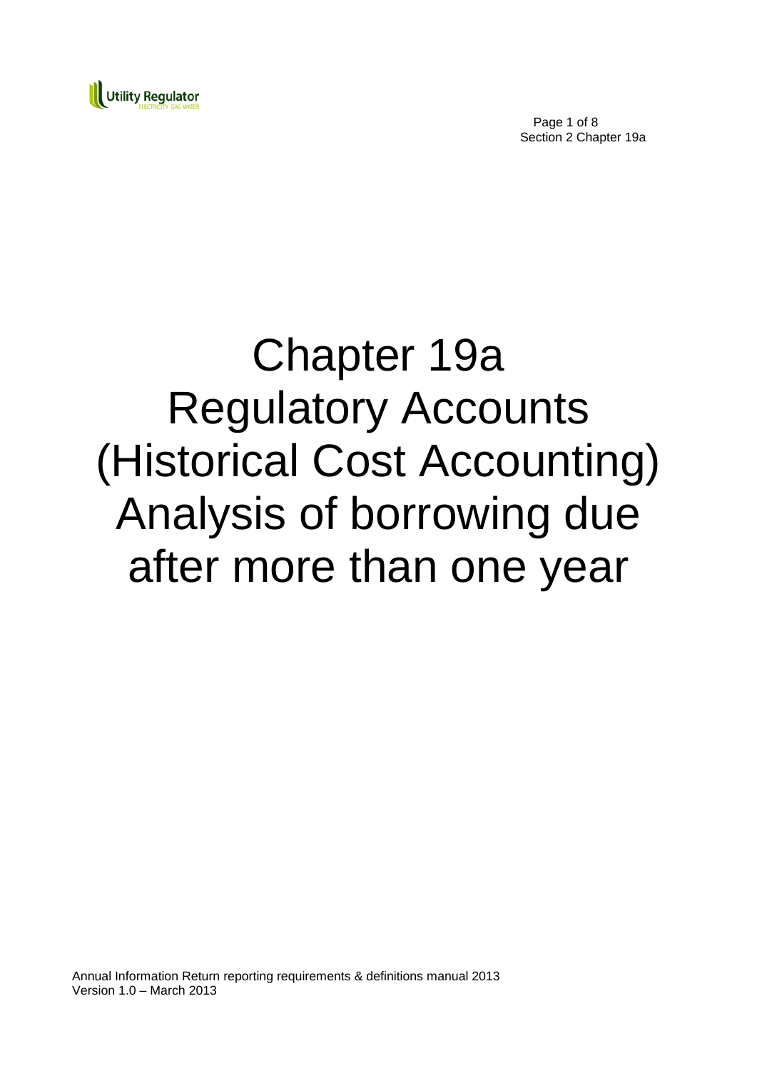# Chapter 19a Regulatory Accounts (Historical Cost Accounting) Analysis of borrowing due after more than one year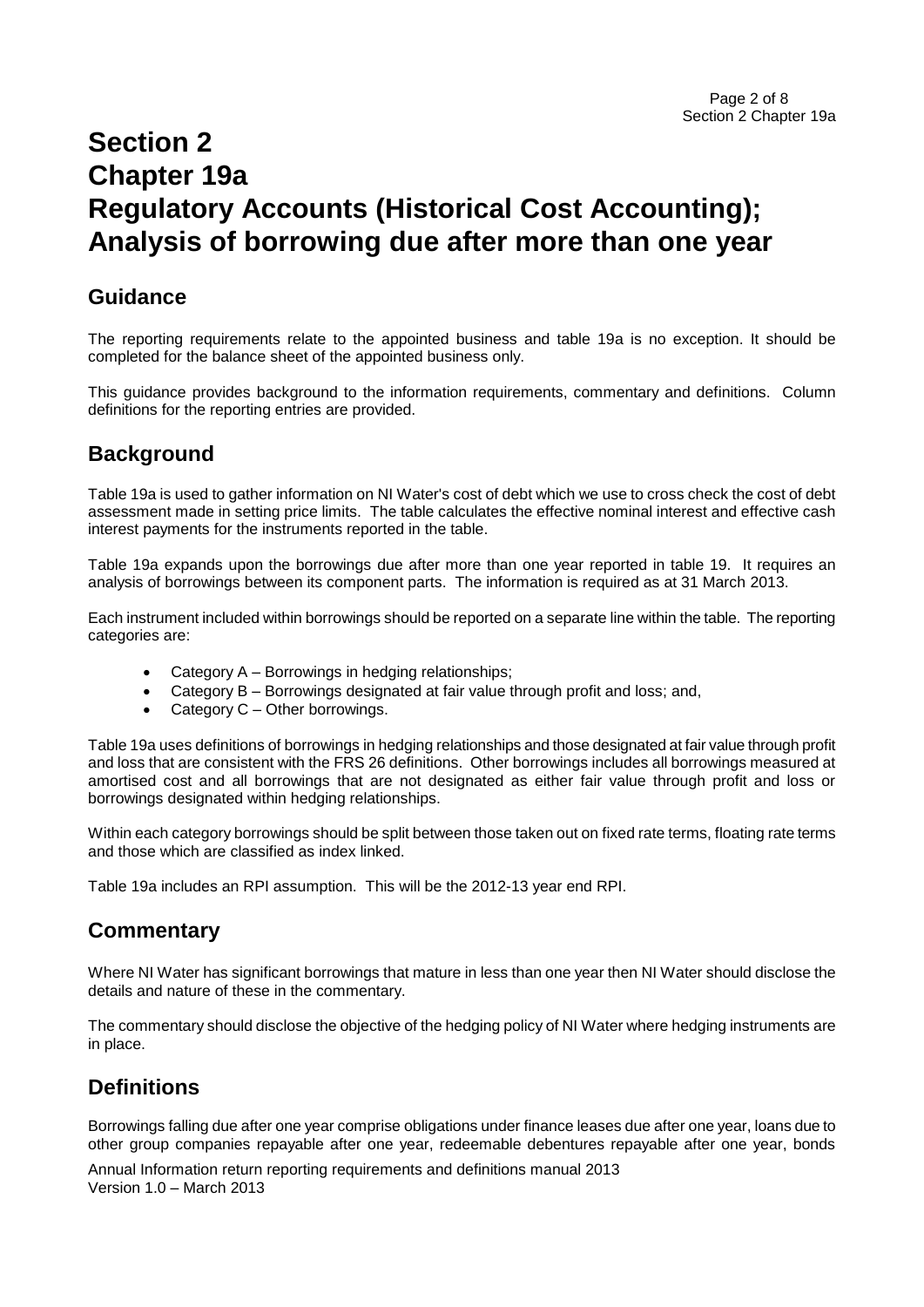# Section 2
# Chapter 19a
# Regulatory Accounts (Historical Cost Accounting); Analysis of borrowing due after more than one year

## Guidance

The reporting requirements relate to the appointed business and table 19a is no exception. It should be completed for the balance sheet of the appointed business only.

This guidance provides background to the information requirements, commentary and definitions. Column definitions for the reporting entries are provided.

## Background

Table 19a is used to gather information on NI Water's cost of debt which we use to cross check the cost of debt assessment made in setting price limits. The table calculates the effective nominal interest and effective cash interest payments for the instruments reported in the table.

Table 19a expands upon the borrowings due after more than one year reported in table 19. It requires an analysis of borrowings between its component parts. The information is required as at 31 March 2013.

Each instrument included within borrowings should be reported on a separate line within the table. The reporting categories are:

- Category A – Borrowings in hedging relationships;
- Category B – Borrowings designated at fair value through profit and loss; and,
- Category C – Other borrowings.

Table 19a uses definitions of borrowings in hedging relationships and those designated at fair value through profit and loss that are consistent with the FRS 26 definitions. Other borrowings includes all borrowings measured at amortised cost and all borrowings that are not designated as either fair value through profit and loss or borrowings designated within hedging relationships.

Within each category borrowings should be split between those taken out on fixed rate terms, floating rate terms and those which are classified as index linked.

Table 19a includes an RPI assumption. This will be the 2012-13 year end RPI.

## Commentary

Where NI Water has significant borrowings that mature in less than one year then NI Water should disclose the details and nature of these in the commentary.

The commentary should disclose the objective of the hedging policy of NI Water where hedging instruments are in place.

## Definitions

Borrowings falling due after one year comprise obligations under finance leases due after one year, loans due to other group companies repayable after one year, redeemable debentures repayable after one year, bonds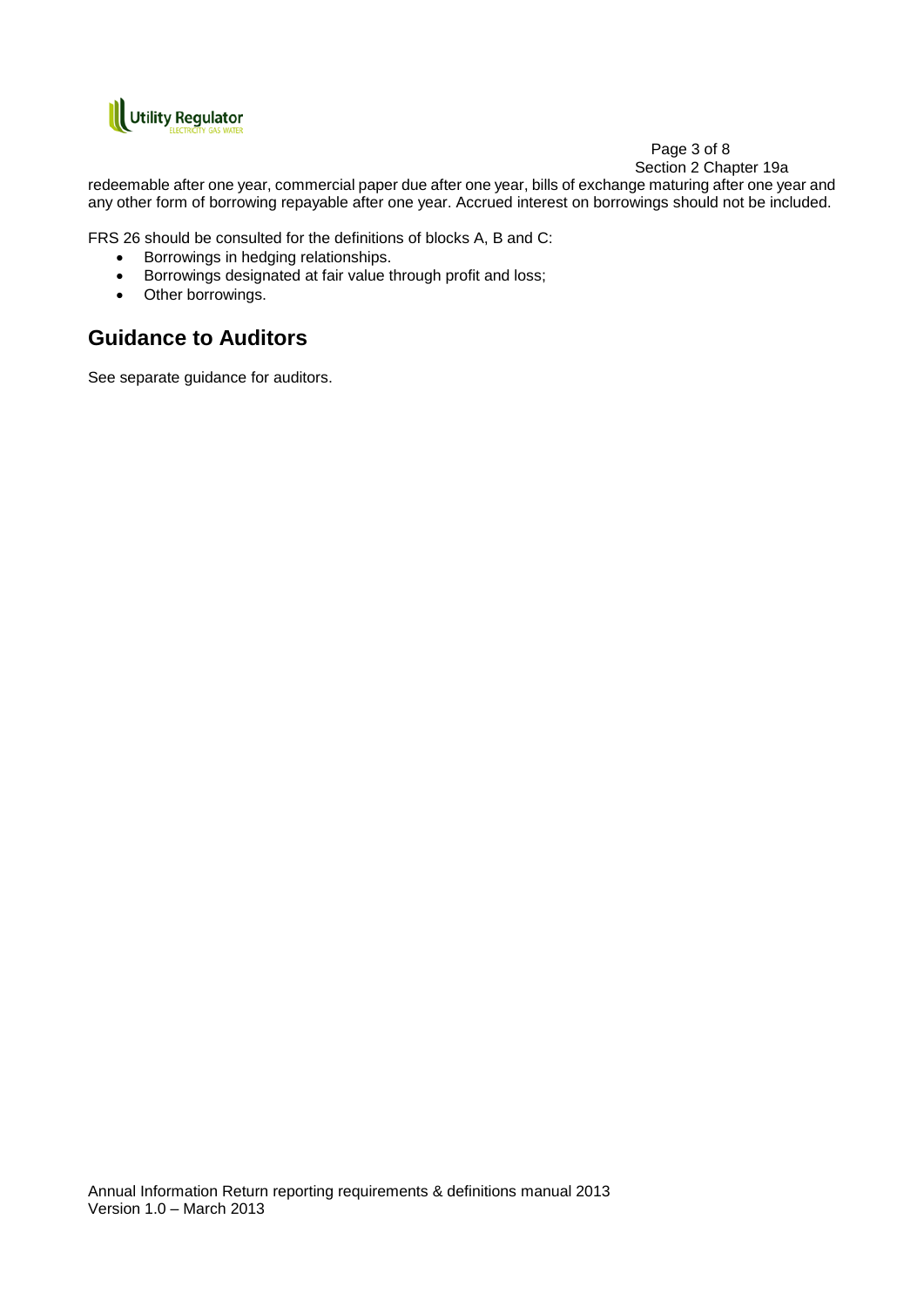redeemable after one year, commercial paper due after one year, bills of exchange maturing after one year and any other form of borrowing repayable after one year. Accrued interest on borrowings should not be included.

FRS 26 should be consulted for the definitions of blocks A, B and C:

- Borrowings in hedging relationships.
- Borrowings designated at fair value through profit and loss;
- Other borrowings.

## Guidance to Auditors

See separate guidance for auditors.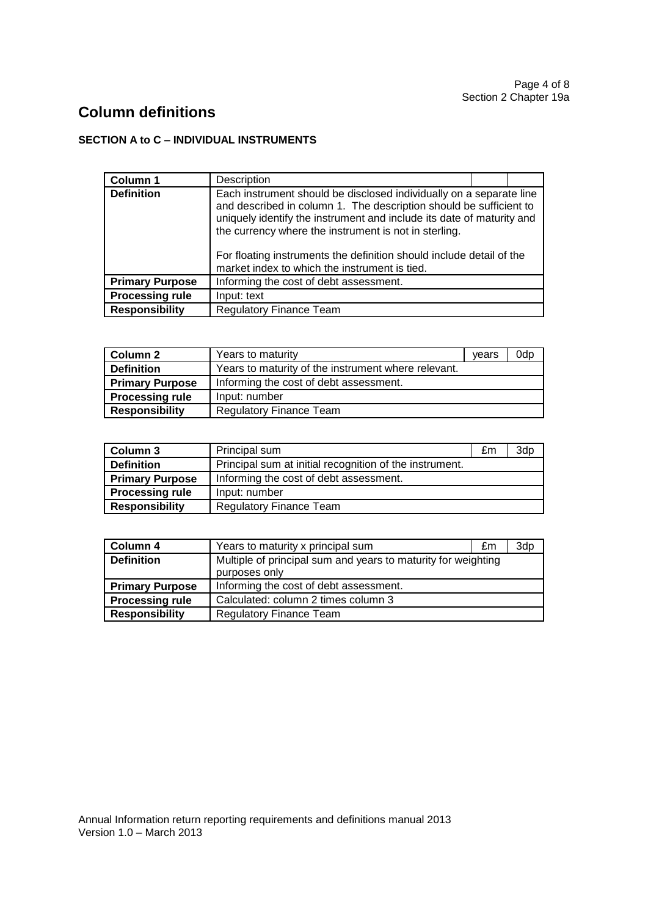# Column definitions

**SECTION A to C – INDIVIDUAL INSTRUMENTS**

| **Column 1** | Description | | |
|---|---|---|---|
| **Definition** | Each instrument should be disclosed individually on a separate line and described in column 1. The description should be sufficient to uniquely identify the instrument and include its date of maturity and the currency where the instrument is not in sterling.<br><br>For floating instruments the definition should include detail of the market index to which the instrument is tied. | | |
| **Primary Purpose** | Informing the cost of debt assessment. | | |
| **Processing rule** | Input: text | | |
| **Responsibility** | Regulatory Finance Team | | |

| **Column 2** | Years to maturity | years | 0dp |
|---|---|---|---|
| **Definition** | Years to maturity of the instrument where relevant. | | |
| **Primary Purpose** | Informing the cost of debt assessment. | | |
| **Processing rule** | Input: number | | |
| **Responsibility** | Regulatory Finance Team | | |

| **Column 3** | Principal sum | £m | 3dp |
|---|---|---|---|
| **Definition** | Principal sum at initial recognition of the instrument. | | |
| **Primary Purpose** | Informing the cost of debt assessment. | | |
| **Processing rule** | Input: number | | |
| **Responsibility** | Regulatory Finance Team | | |

| **Column 4** | Years to maturity x principal sum | £m | 3dp |
|---|---|---|---|
| **Definition** | Multiple of principal sum and years to maturity for weighting purposes only | | |
| **Primary Purpose** | Informing the cost of debt assessment. | | |
| **Processing rule** | Calculated: column 2 times column 3 | | |
| **Responsibility** | Regulatory Finance Team | | |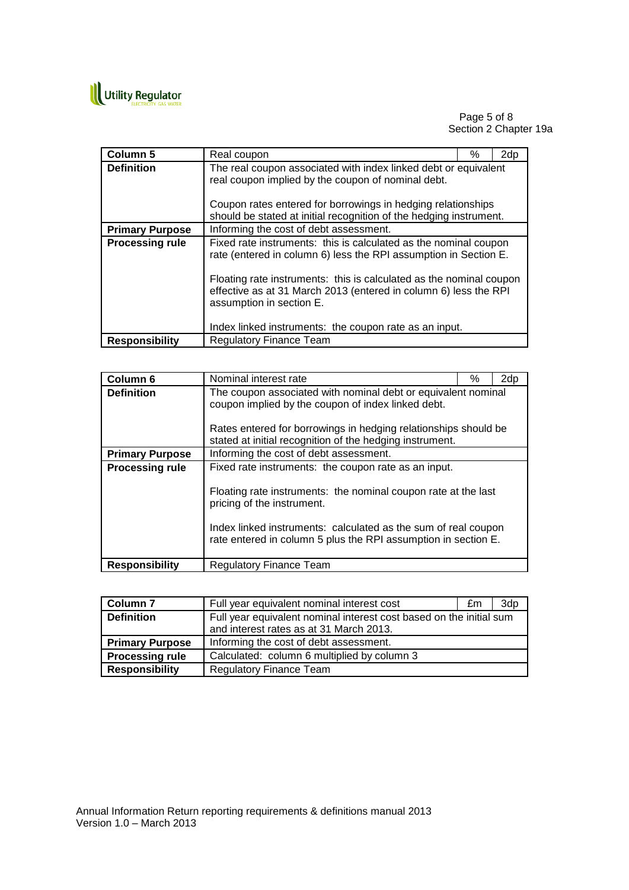| Column 5 | Real coupon | % | 2dp |
| --- | --- | --- | --- |
| **Definition** | The real coupon associated with index linked debt or equivalent real coupon implied by the coupon of nominal debt.<br><br>Coupon rates entered for borrowings in hedging relationships should be stated at initial recognition of the hedging instrument. | | |
| **Primary Purpose** | Informing the cost of debt assessment. | | |
| **Processing rule** | Fixed rate instruments: this is calculated as the nominal coupon rate (entered in column 6) less the RPI assumption in Section E.<br><br>Floating rate instruments: this is calculated as the nominal coupon effective as at 31 March 2013 (entered in column 6) less the RPI assumption in section E.<br><br>Index linked instruments: the coupon rate as an input. | | |
| **Responsibility** | Regulatory Finance Team | | |

| Column 6 | Nominal interest rate | % | 2dp |
| --- | --- | --- | --- |
| **Definition** | The coupon associated with nominal debt or equivalent nominal coupon implied by the coupon of index linked debt.<br><br>Rates entered for borrowings in hedging relationships should be stated at initial recognition of the hedging instrument. | | |
| **Primary Purpose** | Informing the cost of debt assessment. | | |
| **Processing rule** | Fixed rate instruments: the coupon rate as an input.<br><br>Floating rate instruments: the nominal coupon rate at the last pricing of the instrument.<br><br>Index linked instruments: calculated as the sum of real coupon rate entered in column 5 plus the RPI assumption in section E. | | |
| **Responsibility** | Regulatory Finance Team | | |

| Column 7 | Full year equivalent nominal interest cost | £m | 3dp |
| --- | --- | --- | --- |
| **Definition** | Full year equivalent nominal interest cost based on the initial sum and interest rates as at 31 March 2013. | | |
| **Primary Purpose** | Informing the cost of debt assessment. | | |
| **Processing rule** | Calculated: column 6 multiplied by column 3 | | |
| **Responsibility** | Regulatory Finance Team | | |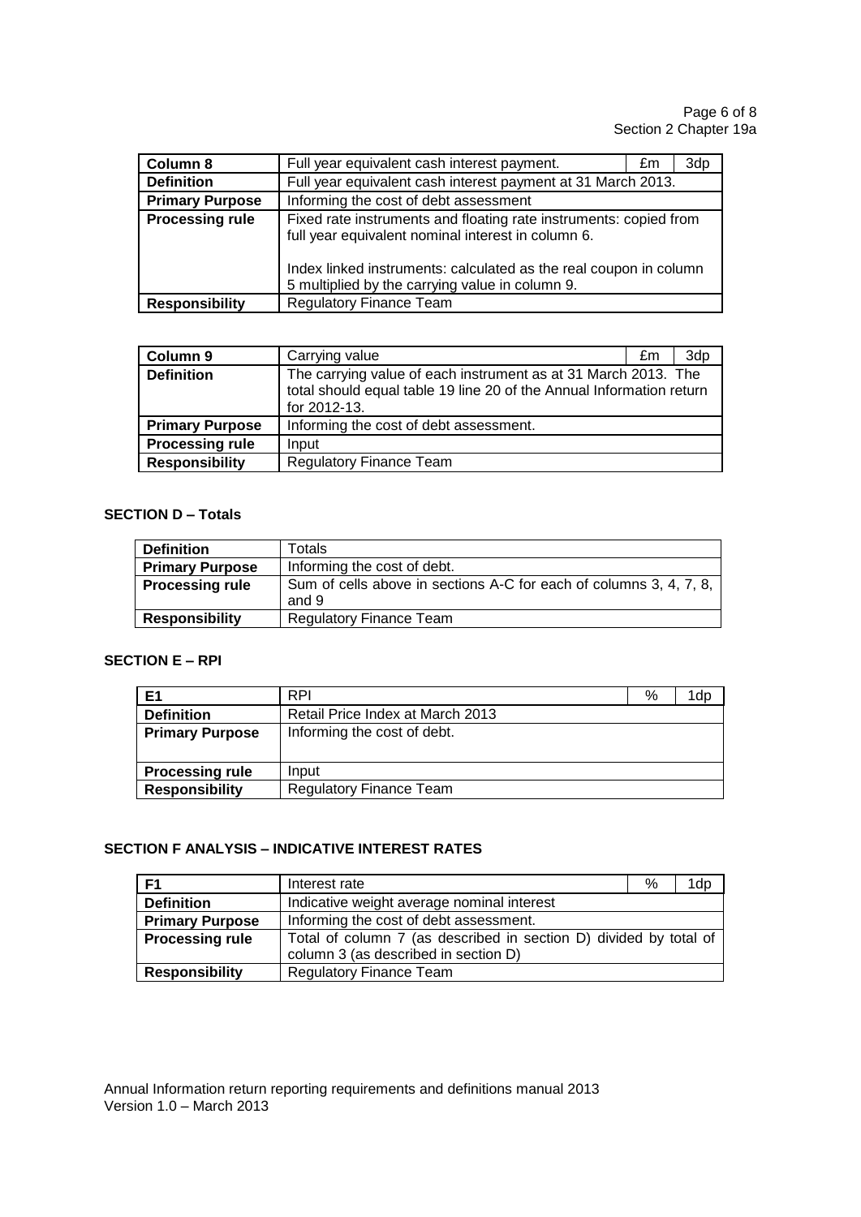| Column 8 | Full year equivalent cash interest payment. | £m | 3dp |
|---|---|---|---|
| **Definition** | Full year equivalent cash interest payment at 31 March 2013. | | |
| **Primary Purpose** | Informing the cost of debt assessment | | |
| **Processing rule** | Fixed rate instruments and floating rate instruments: copied from full year equivalent nominal interest in column 6.<br><br>Index linked instruments: calculated as the real coupon in column 5 multiplied by the carrying value in column 9. | | |
| **Responsibility** | Regulatory Finance Team | | |

| Column 9 | Carrying value | £m | 3dp |
|---|---|---|---|
| **Definition** | The carrying value of each instrument as at 31 March 2013. The total should equal table 19 line 20 of the Annual Information return for 2012-13. | | |
| **Primary Purpose** | Informing the cost of debt assessment. | | |
| **Processing rule** | Input | | |
| **Responsibility** | Regulatory Finance Team | | |

**SECTION D – Totals**

| Definition | Totals |
|---|---|
| **Primary Purpose** | Informing the cost of debt. |
| **Processing rule** | Sum of cells above in sections A-C for each of columns 3, 4, 7, 8, and 9 |
| **Responsibility** | Regulatory Finance Team |

**SECTION E – RPI**

| E1 | RPI | % | 1dp |
|---|---|---|---|
| **Definition** | Retail Price Index at March 2013 | | |
| **Primary Purpose** | Informing the cost of debt. | | |
| **Processing rule** | Input | | |
| **Responsibility** | Regulatory Finance Team | | |

**SECTION F ANALYSIS – INDICATIVE INTEREST RATES**

| F1 | Interest rate | % | 1dp |
|---|---|---|---|
| **Definition** | Indicative weight average nominal interest | | |
| **Primary Purpose** | Informing the cost of debt assessment. | | |
| **Processing rule** | Total of column 7 (as described in section D) divided by total of column 3 (as described in section D) | | |
| **Responsibility** | Regulatory Finance Team | | |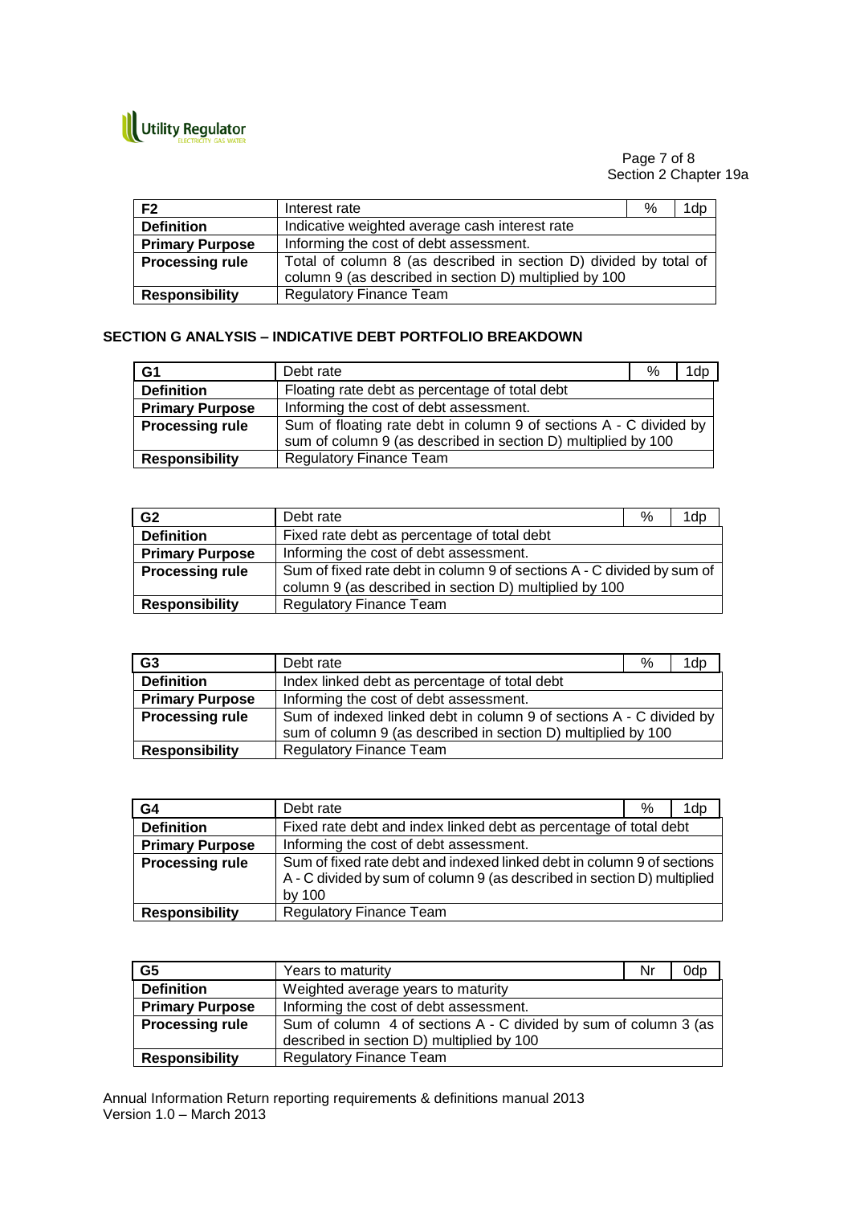| F2 | Interest rate | % | 1dp |
|---|---|---|---|
| **Definition** | Indicative weighted average cash interest rate | | |
| **Primary Purpose** | Informing the cost of debt assessment. | | |
| **Processing rule** | Total of column 8 (as described in section D) divided by total of column 9 (as described in section D) multiplied by 100 | | |
| **Responsibility** | Regulatory Finance Team | | |

### SECTION G ANALYSIS – INDICATIVE DEBT PORTFOLIO BREAKDOWN

| G1 | Debt rate | % | 1dp |
|---|---|---|---|
| **Definition** | Floating rate debt as percentage of total debt | | |
| **Primary Purpose** | Informing the cost of debt assessment. | | |
| **Processing rule** | Sum of floating rate debt in column 9 of sections A - C divided by sum of column 9 (as described in section D) multiplied by 100 | | |
| **Responsibility** | Regulatory Finance Team | | |

| G2 | Debt rate | % | 1dp |
|---|---|---|---|
| **Definition** | Fixed rate debt as percentage of total debt | | |
| **Primary Purpose** | Informing the cost of debt assessment. | | |
| **Processing rule** | Sum of fixed rate debt in column 9 of sections A - C divided by sum of column 9 (as described in section D) multiplied by 100 | | |
| **Responsibility** | Regulatory Finance Team | | |

| G3 | Debt rate | % | 1dp |
|---|---|---|---|
| **Definition** | Index linked debt as percentage of total debt | | |
| **Primary Purpose** | Informing the cost of debt assessment. | | |
| **Processing rule** | Sum of indexed linked debt in column 9 of sections A - C divided by sum of column 9 (as described in section D) multiplied by 100 | | |
| **Responsibility** | Regulatory Finance Team | | |

| G4 | Debt rate | % | 1dp |
|---|---|---|---|
| **Definition** | Fixed rate debt and index linked debt as percentage of total debt | | |
| **Primary Purpose** | Informing the cost of debt assessment. | | |
| **Processing rule** | Sum of fixed rate debt and indexed linked debt in column 9 of sections A - C divided by sum of column 9 (as described in section D) multiplied by 100 | | |
| **Responsibility** | Regulatory Finance Team | | |

| G5 | Years to maturity | Nr | 0dp |
|---|---|---|---|
| **Definition** | Weighted average years to maturity | | |
| **Primary Purpose** | Informing the cost of debt assessment. | | |
| **Processing rule** | Sum of column 4 of sections A - C divided by sum of column 3 (as described in section D) multiplied by 100 | | |
| **Responsibility** | Regulatory Finance Team | | |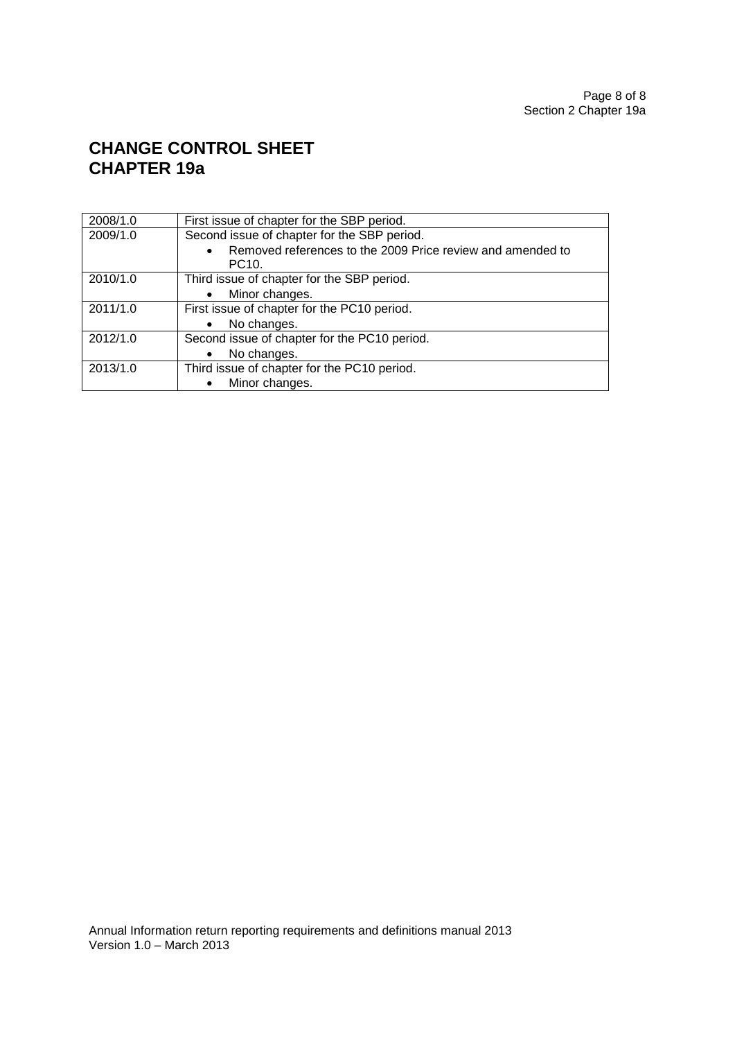# CHANGE CONTROL SHEET
# CHAPTER 19a

| | |
|---|---|
| 2008/1.0 | First issue of chapter for the SBP period. |
| 2009/1.0 | Second issue of chapter for the SBP period.<br>• Removed references to the 2009 Price review and amended to PC10. |
| 2010/1.0 | Third issue of chapter for the SBP period.<br>• Minor changes. |
| 2011/1.0 | First issue of chapter for the PC10 period.<br>• No changes. |
| 2012/1.0 | Second issue of chapter for the PC10 period.<br>• No changes. |
| 2013/1.0 | Third issue of chapter for the PC10 period.<br>• Minor changes. |